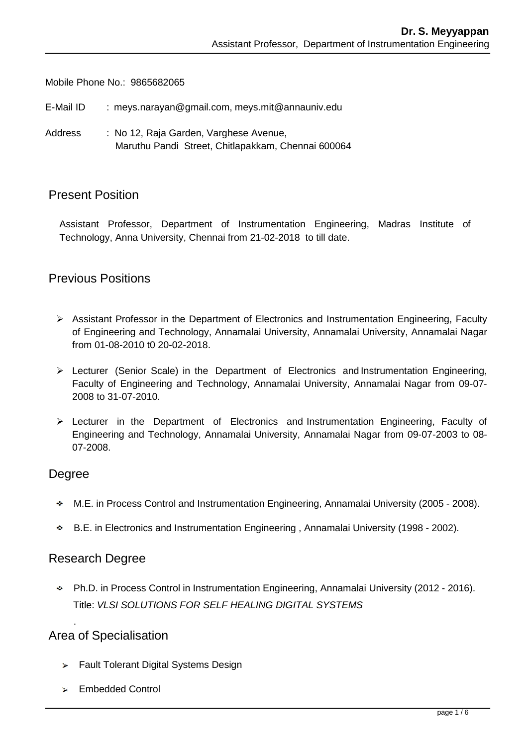**Dr. S. Meyyappan**
Assistant Professor, Department of Instrumentation Engineering

Mobile Phone No.: 9865682065

E-Mail ID : meys.narayan@gmail.com, meys.mit@annauniv.edu

Address : No 12, Raja Garden, Varghese Avenue,
Maruthu Pandi Street, Chitlapakkam, Chennai 600064

## Present Position

Assistant Professor, Department of Instrumentation Engineering, Madras Institute of Technology, Anna University, Chennai from 21-02-2018 to till date.

## Previous Positions

- Assistant Professor in the Department of Electronics and Instrumentation Engineering, Faculty of Engineering and Technology, Annamalai University, Annamalai University, Annamalai Nagar from 01-08-2010 t0 20-02-2018.
- Lecturer (Senior Scale) in the Department of Electronics and Instrumentation Engineering, Faculty of Engineering and Technology, Annamalai University, Annamalai Nagar from 09-07-2008 to 31-07-2010.
- Lecturer in the Department of Electronics and Instrumentation Engineering, Faculty of Engineering and Technology, Annamalai University, Annamalai Nagar from 09-07-2003 to 08-07-2008.

## Degree

- M.E. in Process Control and Instrumentation Engineering, Annamalai University (2005 - 2008).
- B.E. in Electronics and Instrumentation Engineering , Annamalai University (1998 - 2002).

## Research Degree

- Ph.D. in Process Control in Instrumentation Engineering, Annamalai University (2012 - 2016).
  Title: *VLSI SOLUTIONS FOR SELF HEALING DIGITAL SYSTEMS*

.

## Area of Specialisation

- Fault Tolerant Digital Systems Design
- Embedded Control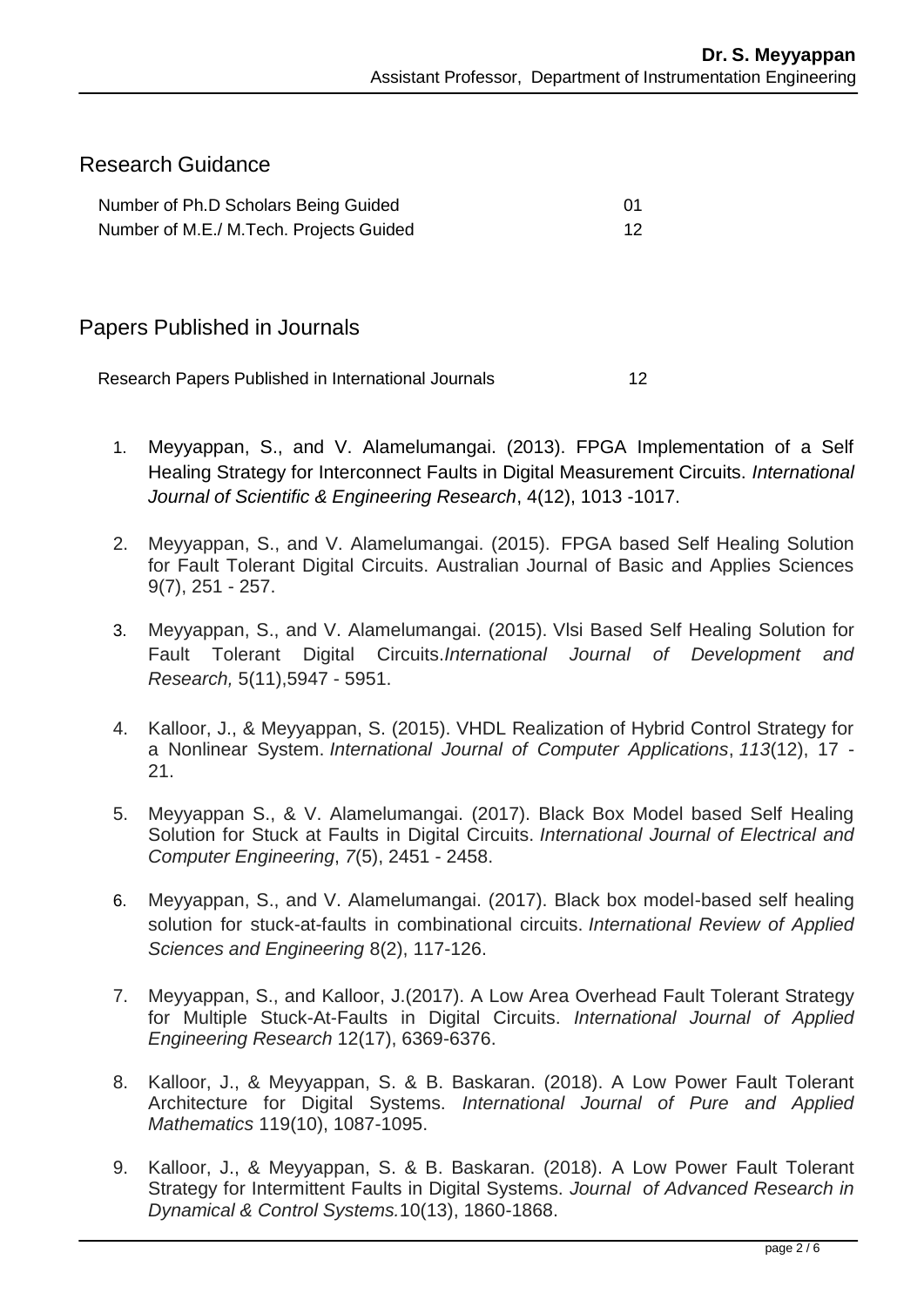## Research Guidance

| | |
|---|---|
| Number of Ph.D Scholars Being Guided | 01 |
| Number of M.E./ M.Tech. Projects Guided | 12 |

## Papers Published in Journals

| | |
|---|---|
| Research Papers Published in International Journals | 12 |

1. Meyyappan, S., and V. Alamelumangai. (2013). FPGA Implementation of a Self Healing Strategy for Interconnect Faults in Digital Measurement Circuits. *International Journal of Scientific & Engineering Research*, 4(12), 1013 -1017.

2. Meyyappan, S., and V. Alamelumangai. (2015). FPGA based Self Healing Solution for Fault Tolerant Digital Circuits. Australian Journal of Basic and Applies Sciences 9(7), 251 - 257.

3. Meyyappan, S., and V. Alamelumangai. (2015). Vlsi Based Self Healing Solution for Fault Tolerant Digital Circuits.*International Journal of Development and Research,* 5(11),5947 - 5951.

4. Kalloor, J., & Meyyappan, S. (2015). VHDL Realization of Hybrid Control Strategy for a Nonlinear System. *International Journal of Computer Applications*, *113*(12), 17 - 21.

5. Meyyappan S., & V. Alamelumangai. (2017). Black Box Model based Self Healing Solution for Stuck at Faults in Digital Circuits. *International Journal of Electrical and Computer Engineering*, *7*(5), 2451 - 2458.

6. Meyyappan, S., and V. Alamelumangai. (2017). Black box model-based self healing solution for stuck-at-faults in combinational circuits. *International Review of Applied Sciences and Engineering* 8(2), 117-126.

7. Meyyappan, S., and Kalloor, J.(2017). A Low Area Overhead Fault Tolerant Strategy for Multiple Stuck-At-Faults in Digital Circuits. *International Journal of Applied Engineering Research* 12(17), 6369-6376.

8. Kalloor, J., & Meyyappan, S. & B. Baskaran. (2018). A Low Power Fault Tolerant Architecture for Digital Systems. *International Journal of Pure and Applied Mathematics* 119(10), 1087-1095.

9. Kalloor, J., & Meyyappan, S. & B. Baskaran. (2018). A Low Power Fault Tolerant Strategy for Intermittent Faults in Digital Systems. *Journal of Advanced Research in Dynamical & Control Systems.*10(13), 1860-1868.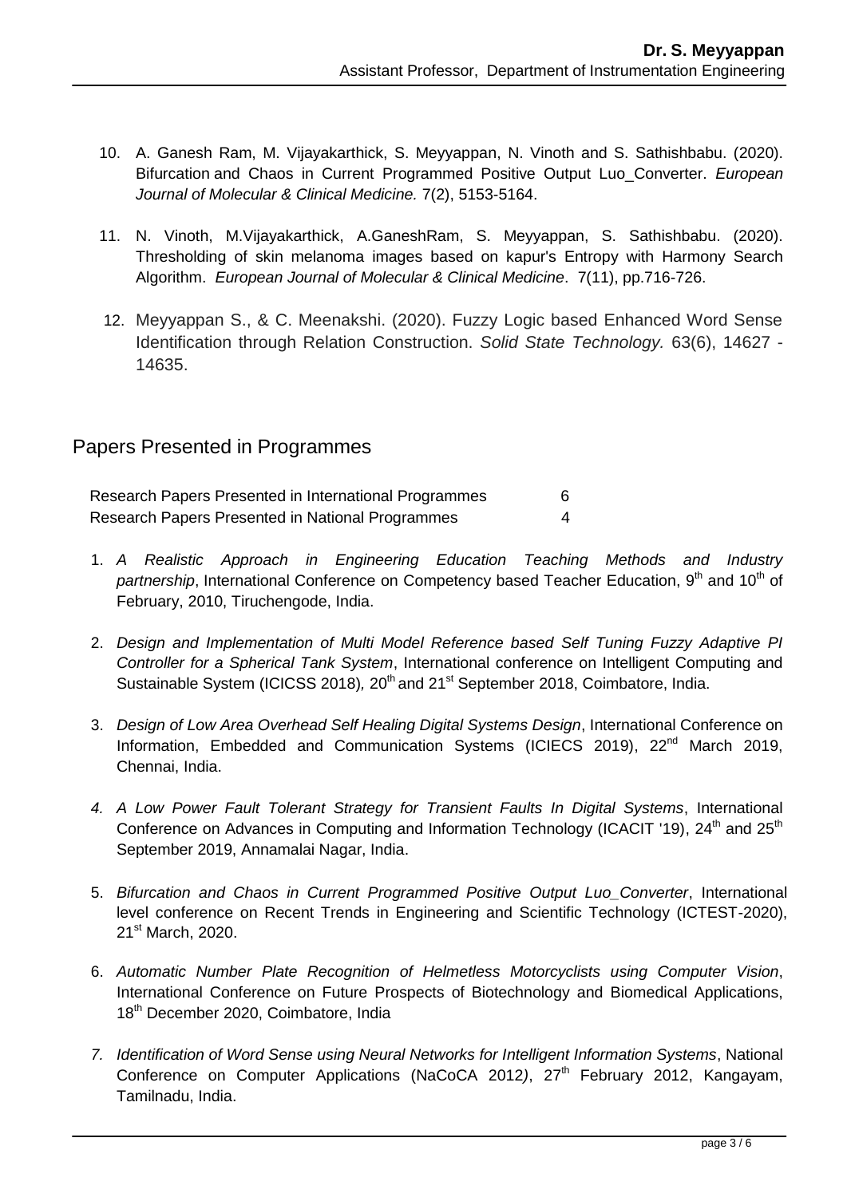10. A. Ganesh Ram, M. Vijayakarthick, S. Meyyappan, N. Vinoth and S. Sathishbabu. (2020). Bifurcation and Chaos in Current Programmed Positive Output Luo_Converter. *European Journal of Molecular & Clinical Medicine.* 7(2), 5153-5164.

11. N. Vinoth, M.Vijayakarthick, A.GaneshRam, S. Meyyappan, S. Sathishbabu. (2020). Thresholding of skin melanoma images based on kapur's Entropy with Harmony Search Algorithm. *European Journal of Molecular & Clinical Medicine*. 7(11), pp.716-726.

12. Meyyappan S., & C. Meenakshi. (2020). Fuzzy Logic based Enhanced Word Sense Identification through Relation Construction. *Solid State Technology.* 63(6), 14627 - 14635.

## Papers Presented in Programmes

| | |
|---|---|
| Research Papers Presented in International Programmes | 6 |
| Research Papers Presented in National Programmes | 4 |

1. *A Realistic Approach in Engineering Education Teaching Methods and Industry partnership*, International Conference on Competency based Teacher Education, 9th and 10th of February, 2010, Tiruchengode, India.

2. *Design and Implementation of Multi Model Reference based Self Tuning Fuzzy Adaptive PI Controller for a Spherical Tank System*, International conference on Intelligent Computing and Sustainable System (ICICSS 2018), 20th and 21st September 2018, Coimbatore, India.

3. *Design of Low Area Overhead Self Healing Digital Systems Design*, International Conference on Information, Embedded and Communication Systems (ICIECS 2019), 22nd March 2019, Chennai, India.

4. *A Low Power Fault Tolerant Strategy for Transient Faults In Digital Systems*, International Conference on Advances in Computing and Information Technology (ICACIT '19), 24th and 25th September 2019, Annamalai Nagar, India.

5. *Bifurcation and Chaos in Current Programmed Positive Output Luo_Converter*, International level conference on Recent Trends in Engineering and Scientific Technology (ICTEST-2020), 21st March, 2020.

6. *Automatic Number Plate Recognition of Helmetless Motorcyclists using Computer Vision*, International Conference on Future Prospects of Biotechnology and Biomedical Applications, 18th December 2020, Coimbatore, India

7. *Identification of Word Sense using Neural Networks for Intelligent Information Systems*, National Conference on Computer Applications (NaCoCA 2012), 27th February 2012, Kangayam, Tamilnadu, India.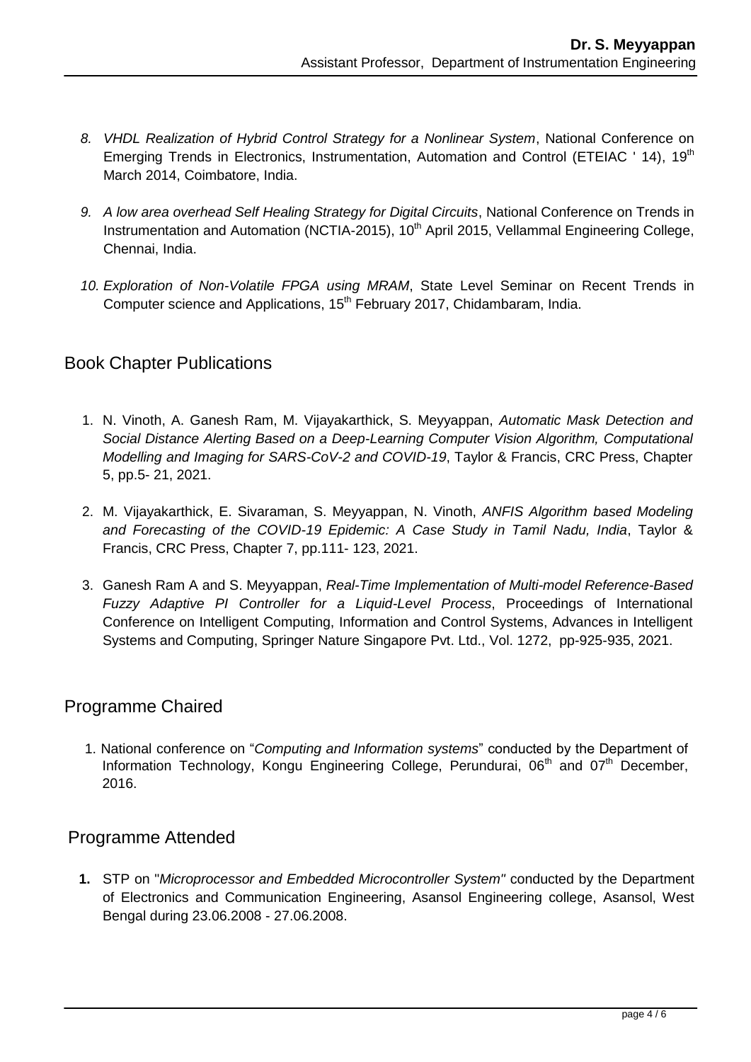8. *VHDL Realization of Hybrid Control Strategy for a Nonlinear System*, National Conference on Emerging Trends in Electronics, Instrumentation, Automation and Control (ETEIAC ' 14), 19th March 2014, Coimbatore, India.

9. *A low area overhead Self Healing Strategy for Digital Circuits*, National Conference on Trends in Instrumentation and Automation (NCTIA-2015), 10th April 2015, Vellammal Engineering College, Chennai, India.

10. *Exploration of Non-Volatile FPGA using MRAM*, State Level Seminar on Recent Trends in Computer science and Applications, 15th February 2017, Chidambaram, India.

## Book Chapter Publications

1. N. Vinoth, A. Ganesh Ram, M. Vijayakarthick, S. Meyyappan, *Automatic Mask Detection and Social Distance Alerting Based on a Deep-Learning Computer Vision Algorithm, Computational Modelling and Imaging for SARS-CoV-2 and COVID-19*, Taylor & Francis, CRC Press, Chapter 5, pp.5- 21, 2021.

2. M. Vijayakarthick, E. Sivaraman, S. Meyyappan, N. Vinoth, *ANFIS Algorithm based Modeling and Forecasting of the COVID-19 Epidemic: A Case Study in Tamil Nadu, India*, Taylor & Francis, CRC Press, Chapter 7, pp.111- 123, 2021.

3. Ganesh Ram A and S. Meyyappan, *Real-Time Implementation of Multi-model Reference-Based Fuzzy Adaptive PI Controller for a Liquid-Level Process*, Proceedings of International Conference on Intelligent Computing, Information and Control Systems, Advances in Intelligent Systems and Computing, Springer Nature Singapore Pvt. Ltd., Vol. 1272, pp-925-935, 2021.

## Programme Chaired

1. National conference on "*Computing and Information systems*" conducted by the Department of Information Technology, Kongu Engineering College, Perundurai, 06th and 07th December, 2016.

## Programme Attended

1. STP on "*Microprocessor and Embedded Microcontroller System"* conducted by the Department of Electronics and Communication Engineering, Asansol Engineering college, Asansol, West Bengal during 23.06.2008 - 27.06.2008.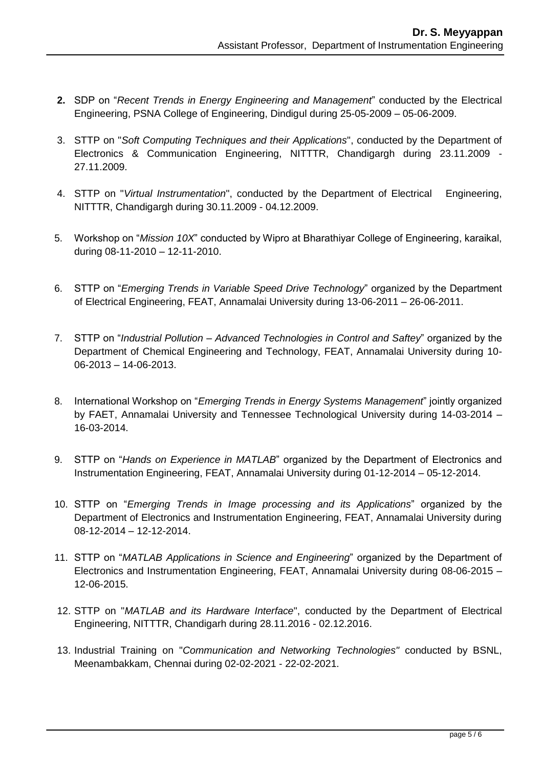2. SDP on "*Recent Trends in Energy Engineering and Management*" conducted by the Electrical Engineering, PSNA College of Engineering, Dindigul during 25-05-2009 – 05-06-2009.

3. STTP on "*Soft Computing Techniques and their Applications*", conducted by the Department of Electronics & Communication Engineering, NITTTR, Chandigargh during 23.11.2009 - 27.11.2009.

4. STTP on "*Virtual Instrumentation*", conducted by the Department of Electrical Engineering, NITTTR, Chandigargh during 30.11.2009 - 04.12.2009.

5. Workshop on "*Mission 10X*" conducted by Wipro at Bharathiyar College of Engineering, karaikal, during 08-11-2010 – 12-11-2010.

6. STTP on "*Emerging Trends in Variable Speed Drive Technology*" organized by the Department of Electrical Engineering, FEAT, Annamalai University during 13-06-2011 – 26-06-2011.

7. STTP on "*Industrial Pollution – Advanced Technologies in Control and Saftey*" organized by the Department of Chemical Engineering and Technology, FEAT, Annamalai University during 10-06-2013 – 14-06-2013.

8. International Workshop on "*Emerging Trends in Energy Systems Management*" jointly organized by FAET, Annamalai University and Tennessee Technological University during 14-03-2014 – 16-03-2014.

9. STTP on "*Hands on Experience in MATLAB*" organized by the Department of Electronics and Instrumentation Engineering, FEAT, Annamalai University during 01-12-2014 – 05-12-2014.

10. STTP on "*Emerging Trends in Image processing and its Applications*" organized by the Department of Electronics and Instrumentation Engineering, FEAT, Annamalai University during 08-12-2014 – 12-12-2014.

11. STTP on "*MATLAB Applications in Science and Engineering*" organized by the Department of Electronics and Instrumentation Engineering, FEAT, Annamalai University during 08-06-2015 – 12-06-2015.

12. STTP on "*MATLAB and its Hardware Interface*", conducted by the Department of Electrical Engineering, NITTTR, Chandigarh during 28.11.2016 - 02.12.2016.

13. Industrial Training on "*Communication and Networking Technologies"* conducted by BSNL, Meenambakkam, Chennai during 02-02-2021 - 22-02-2021.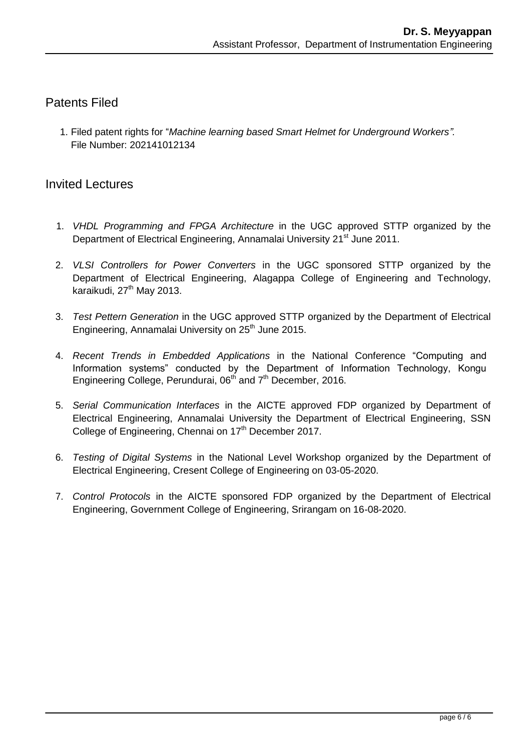## Patents Filed

1. Filed patent rights for "*Machine learning based Smart Helmet for Underground Workers".* File Number: 202141012134

## Invited Lectures

1. *VHDL Programming and FPGA Architecture* in the UGC approved STTP organized by the Department of Electrical Engineering, Annamalai University 21st June 2011.

2. *VLSI Controllers for Power Converters* in the UGC sponsored STTP organized by the Department of Electrical Engineering, Alagappa College of Engineering and Technology, karaikudi, 27th May 2013.

3. *Test Pettern Generation* in the UGC approved STTP organized by the Department of Electrical Engineering, Annamalai University on 25th June 2015.

4. *Recent Trends in Embedded Applications* in the National Conference "Computing and Information systems" conducted by the Department of Information Technology, Kongu Engineering College, Perundurai, 06th and 7th December, 2016.

5. *Serial Communication Interfaces* in the AICTE approved FDP organized by Department of Electrical Engineering, Annamalai University the Department of Electrical Engineering, SSN College of Engineering, Chennai on 17th December 2017.

6. *Testing of Digital Systems* in the National Level Workshop organized by the Department of Electrical Engineering, Cresent College of Engineering on 03-05-2020.

7. *Control Protocols* in the AICTE sponsored FDP organized by the Department of Electrical Engineering, Government College of Engineering, Srirangam on 16-08-2020.